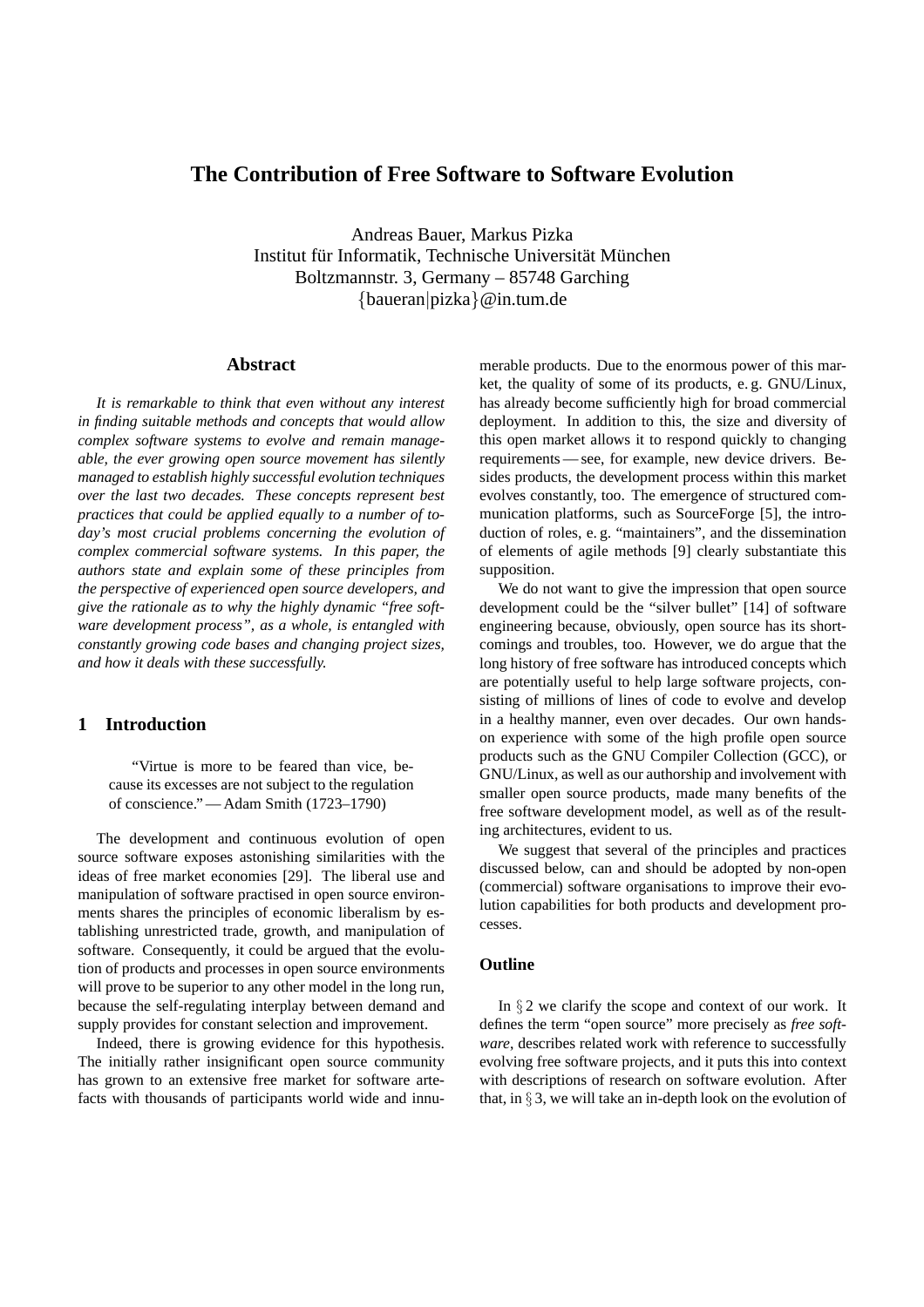# The Contribution of Free Software to Software Evolution

Andreas Bauer, Markus Pizka
Institut für Informatik, Technische Universität München
Boltzmannstr. 3, Germany – 85748 Garching
{baueran|pizka}@in.tum.de

## Abstract

*It is remarkable to think that even without any interest in finding suitable methods and concepts that would allow complex software systems to evolve and remain manageable, the ever growing open source movement has silently managed to establish highly successful evolution techniques over the last two decades. These concepts represent best practices that could be applied equally to a number of today's most crucial problems concerning the evolution of complex commercial software systems. In this paper, the authors state and explain some of these principles from the perspective of experienced open source developers, and give the rationale as to why the highly dynamic "free software development process", as a whole, is entangled with constantly growing code bases and changing project sizes, and how it deals with these successfully.*

## 1 Introduction

> "Virtue is more to be feared than vice, because its excesses are not subject to the regulation of conscience." — Adam Smith (1723–1790)

The development and continuous evolution of open source software exposes astonishing similarities with the ideas of free market economies [29]. The liberal use and manipulation of software practised in open source environments shares the principles of economic liberalism by establishing unrestricted trade, growth, and manipulation of software. Consequently, it could be argued that the evolution of products and processes in open source environments will prove to be superior to any other model in the long run, because the self-regulating interplay between demand and supply provides for constant selection and improvement.

Indeed, there is growing evidence for this hypothesis. The initially rather insignificant open source community has grown to an extensive free market for software artefacts with thousands of participants world wide and innumerable products. Due to the enormous power of this market, the quality of some of its products, e. g. GNU/Linux, has already become sufficiently high for broad commercial deployment. In addition to this, the size and diversity of this open market allows it to respond quickly to changing requirements — see, for example, new device drivers. Besides products, the development process within this market evolves constantly, too. The emergence of structured communication platforms, such as SourceForge [5], the introduction of roles, e. g. "maintainers", and the dissemination of elements of agile methods [9] clearly substantiate this supposition.

We do not want to give the impression that open source development could be the "silver bullet" [14] of software engineering because, obviously, open source has its shortcomings and troubles, too. However, we do argue that the long history of free software has introduced concepts which are potentially useful to help large software projects, consisting of millions of lines of code to evolve and develop in a healthy manner, even over decades. Our own hands-on experience with some of the high profile open source products such as the GNU Compiler Collection (GCC), or GNU/Linux, as well as our authorship and involvement with smaller open source products, made many benefits of the free software development model, as well as of the resulting architectures, evident to us.

We suggest that several of the principles and practices discussed below, can and should be adopted by non-open (commercial) software organisations to improve their evolution capabilities for both products and development processes.

### Outline

In § 2 we clarify the scope and context of our work. It defines the term "open source" more precisely as *free software*, describes related work with reference to successfully evolving free software projects, and it puts this into context with descriptions of research on software evolution. After that, in § 3, we will take an in-depth look on the evolution of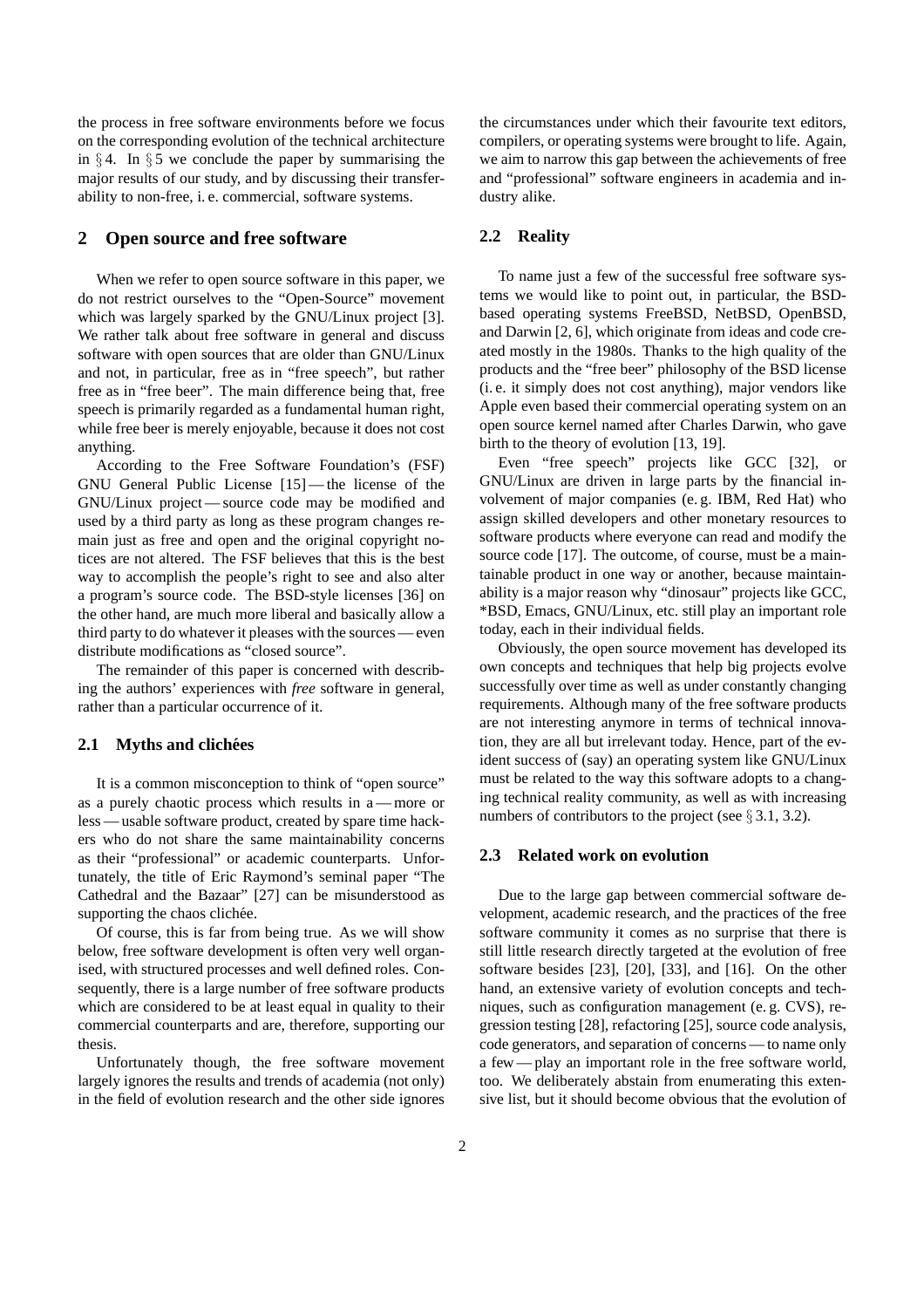the process in free software environments before we focus on the corresponding evolution of the technical architecture in § 4. In § 5 we conclude the paper by summarising the major results of our study, and by discussing their transferability to non-free, i. e. commercial, software systems.

## 2 Open source and free software

When we refer to open source software in this paper, we do not restrict ourselves to the "Open-Source" movement which was largely sparked by the GNU/Linux project [3]. We rather talk about free software in general and discuss software with open sources that are older than GNU/Linux and not, in particular, free as in "free speech", but rather free as in "free beer". The main difference being that, free speech is primarily regarded as a fundamental human right, while free beer is merely enjoyable, because it does not cost anything.

According to the Free Software Foundation's (FSF) GNU General Public License [15] — the license of the GNU/Linux project — source code may be modified and used by a third party as long as these program changes remain just as free and open and the original copyright notices are not altered. The FSF believes that this is the best way to accomplish the people's right to see and also alter a program's source code. The BSD-style licenses [36] on the other hand, are much more liberal and basically allow a third party to do whatever it pleases with the sources — even distribute modifications as "closed source".

The remainder of this paper is concerned with describing the authors' experiences with *free* software in general, rather than a particular occurrence of it.

### 2.1 Myths and clichées

It is a common misconception to think of "open source" as a purely chaotic process which results in a — more or less — usable software product, created by spare time hackers who do not share the same maintainability concerns as their "professional" or academic counterparts. Unfortunately, the title of Eric Raymond's seminal paper "The Cathedral and the Bazaar" [27] can be misunderstood as supporting the chaos clichée.

Of course, this is far from being true. As we will show below, free software development is often very well organised, with structured processes and well defined roles. Consequently, there is a large number of free software products which are considered to be at least equal in quality to their commercial counterparts and are, therefore, supporting our thesis.

Unfortunately though, the free software movement largely ignores the results and trends of academia (not only) in the field of evolution research and the other side ignores the circumstances under which their favourite text editors, compilers, or operating systems were brought to life. Again, we aim to narrow this gap between the achievements of free and "professional" software engineers in academia and industry alike.

### 2.2 Reality

To name just a few of the successful free software systems we would like to point out, in particular, the BSD-based operating systems FreeBSD, NetBSD, OpenBSD, and Darwin [2, 6], which originate from ideas and code created mostly in the 1980s. Thanks to the high quality of the products and the "free beer" philosophy of the BSD license (i. e. it simply does not cost anything), major vendors like Apple even based their commercial operating system on an open source kernel named after Charles Darwin, who gave birth to the theory of evolution [13, 19].

Even "free speech" projects like GCC [32], or GNU/Linux are driven in large parts by the financial involvement of major companies (e. g. IBM, Red Hat) who assign skilled developers and other monetary resources to software products where everyone can read and modify the source code [17]. The outcome, of course, must be a maintainable product in one way or another, because maintainability is a major reason why "dinosaur" projects like GCC, *BSD, Emacs, GNU/Linux, etc. still play an important role today, each in their individual fields.

Obviously, the open source movement has developed its own concepts and techniques that help big projects evolve successfully over time as well as under constantly changing requirements. Although many of the free software products are not interesting anymore in terms of technical innovation, they are all but irrelevant today. Hence, part of the evident success of (say) an operating system like GNU/Linux must be related to the way this software adopts to a changing technical reality community, as well as with increasing numbers of contributors to the project (see § 3.1, 3.2).

### 2.3 Related work on evolution

Due to the large gap between commercial software development, academic research, and the practices of the free software community it comes as no surprise that there is still little research directly targeted at the evolution of free software besides [23], [20], [33], and [16]. On the other hand, an extensive variety of evolution concepts and techniques, such as configuration management (e. g. CVS), regression testing [28], refactoring [25], source code analysis, code generators, and separation of concerns — to name only a few — play an important role in the free software world, too. We deliberately abstain from enumerating this extensive list, but it should become obvious that the evolution of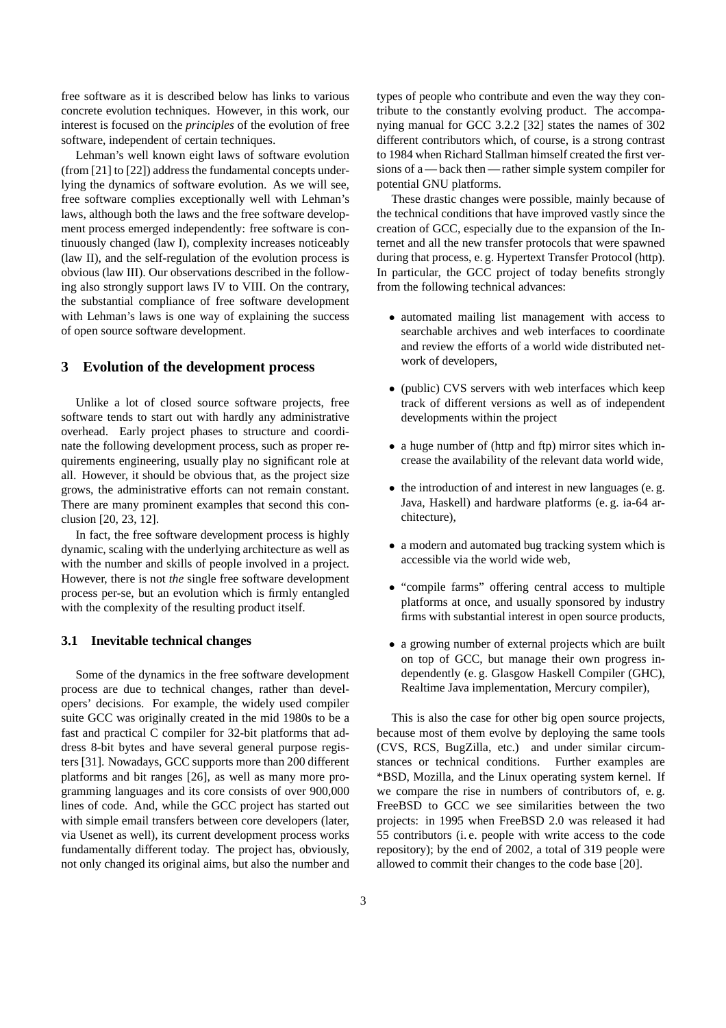free software as it is described below has links to various concrete evolution techniques. However, in this work, our interest is focused on the *principles* of the evolution of free software, independent of certain techniques.

Lehman's well known eight laws of software evolution (from [21] to [22]) address the fundamental concepts underlying the dynamics of software evolution. As we will see, free software complies exceptionally well with Lehman's laws, although both the laws and the free software development process emerged independently: free software is continuously changed (law I), complexity increases noticeably (law II), and the self-regulation of the evolution process is obvious (law III). Our observations described in the following also strongly support laws IV to VIII. On the contrary, the substantial compliance of free software development with Lehman's laws is one way of explaining the success of open source software development.

## 3 Evolution of the development process

Unlike a lot of closed source software projects, free software tends to start out with hardly any administrative overhead. Early project phases to structure and coordinate the following development process, such as proper requirements engineering, usually play no significant role at all. However, it should be obvious that, as the project size grows, the administrative efforts can not remain constant. There are many prominent examples that second this conclusion [20, 23, 12].

In fact, the free software development process is highly dynamic, scaling with the underlying architecture as well as with the number and skills of people involved in a project. However, there is not *the* single free software development process per-se, but an evolution which is firmly entangled with the complexity of the resulting product itself.

### 3.1 Inevitable technical changes

Some of the dynamics in the free software development process are due to technical changes, rather than developers' decisions. For example, the widely used compiler suite GCC was originally created in the mid 1980s to be a fast and practical C compiler for 32-bit platforms that address 8-bit bytes and have several general purpose registers [31]. Nowadays, GCC supports more than 200 different platforms and bit ranges [26], as well as many more programming languages and its core consists of over 900,000 lines of code. And, while the GCC project has started out with simple email transfers between core developers (later, via Usenet as well), its current development process works fundamentally different today. The project has, obviously, not only changed its original aims, but also the number and types of people who contribute and even the way they contribute to the constantly evolving product. The accompanying manual for GCC 3.2.2 [32] states the names of 302 different contributors which, of course, is a strong contrast to 1984 when Richard Stallman himself created the first versions of a — back then — rather simple system compiler for potential GNU platforms.

These drastic changes were possible, mainly because of the technical conditions that have improved vastly since the creation of GCC, especially due to the expansion of the Internet and all the new transfer protocols that were spawned during that process, e. g. Hypertext Transfer Protocol (http). In particular, the GCC project of today benefits strongly from the following technical advances:

- automated mailing list management with access to searchable archives and web interfaces to coordinate and review the efforts of a world wide distributed network of developers,
- (public) CVS servers with web interfaces which keep track of different versions as well as of independent developments within the project
- a huge number of (http and ftp) mirror sites which increase the availability of the relevant data world wide,
- the introduction of and interest in new languages (e. g. Java, Haskell) and hardware platforms (e. g. ia-64 architecture),
- a modern and automated bug tracking system which is accessible via the world wide web,
- "compile farms" offering central access to multiple platforms at once, and usually sponsored by industry firms with substantial interest in open source products,
- a growing number of external projects which are built on top of GCC, but manage their own progress independently (e. g. Glasgow Haskell Compiler (GHC), Realtime Java implementation, Mercury compiler),

This is also the case for other big open source projects, because most of them evolve by deploying the same tools (CVS, RCS, BugZilla, etc.) and under similar circumstances or technical conditions. Further examples are *BSD, Mozilla, and the Linux operating system kernel. If we compare the rise in numbers of contributors of, e. g. FreeBSD to GCC we see similarities between the two projects: in 1995 when FreeBSD 2.0 was released it had 55 contributors (i. e. people with write access to the code repository); by the end of 2002, a total of 319 people were allowed to commit their changes to the code base [20].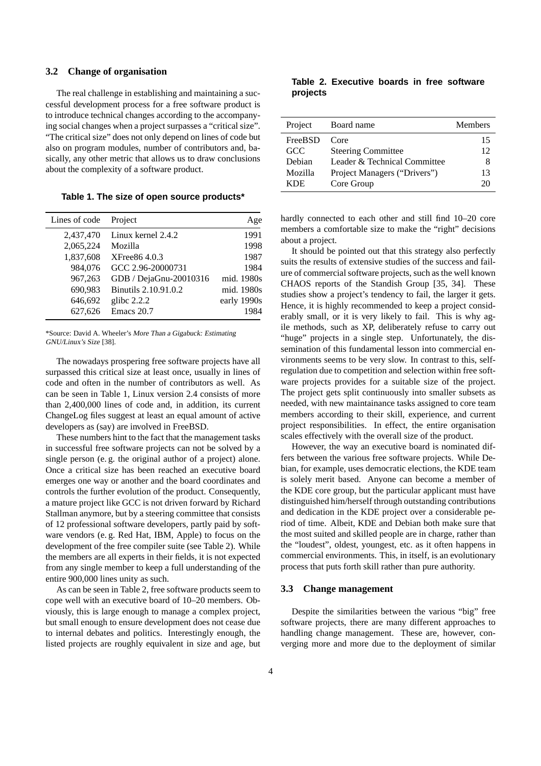### 3.2 Change of organisation

The real challenge in establishing and maintaining a successful development process for a free software product is to introduce technical changes according to the accompanying social changes when a project surpasses a "critical size". "The critical size" does not only depend on lines of code but also on program modules, number of contributors and, basically, any other metric that allows us to draw conclusions about the complexity of a software product.

**Table 1. The size of open source products***

| Lines of code | Project | Age |
|---|---|---|
| 2,437,470 | Linux kernel 2.4.2 | 1991 |
| 2,065,224 | Mozilla | 1998 |
| 1,837,608 | XFree86 4.0.3 | 1987 |
| 984,076 | GCC 2.96-20000731 | 1984 |
| 967,263 | GDB / DejaGnu-20010316 | mid. 1980s |
| 690,983 | Binutils 2.10.91.0.2 | mid. 1980s |
| 646,692 | glibc 2.2.2 | early 1990s |
| 627,626 | Emacs 20.7 | 1984 |

*Source: David A. Wheeler's *More Than a Gigabuck: Estimating GNU/Linux's Size* [38].

The nowadays prospering free software projects have all surpassed this critical size at least once, usually in lines of code and often in the number of contributors as well. As can be seen in Table 1, Linux version 2.4 consists of more than 2,400,000 lines of code and, in addition, its current ChangeLog files suggest at least an equal amount of active developers as (say) are involved in FreeBSD.

These numbers hint to the fact that the management tasks in successful free software projects can not be solved by a single person (e. g. the original author of a project) alone. Once a critical size has been reached an executive board emerges one way or another and the board coordinates and controls the further evolution of the product. Consequently, a mature project like GCC is not driven forward by Richard Stallman anymore, but by a steering committee that consists of 12 professional software developers, partly paid by software vendors (e. g. Red Hat, IBM, Apple) to focus on the development of the free compiler suite (see Table 2). While the members are all experts in their fields, it is not expected from any single member to keep a full understanding of the entire 900,000 lines unity as such.

As can be seen in Table 2, free software products seem to cope well with an executive board of 10–20 members. Obviously, this is large enough to manage a complex project, but small enough to ensure development does not cease due to internal debates and politics. Interestingly enough, the listed projects are roughly equivalent in size and age, but hardly connected to each other and still find 10–20 core members a comfortable size to make the "right" decisions about a project.

**Table 2. Executive boards in free software projects**

| Project | Board name | Members |
|---|---|---|
| FreeBSD | Core | 15 |
| GCC | Steering Committee | 12 |
| Debian | Leader & Technical Committee | 8 |
| Mozilla | Project Managers ("Drivers") | 13 |
| KDE | Core Group | 20 |

It should be pointed out that this strategy also perfectly suits the results of extensive studies of the success and failure of commercial software projects, such as the well known CHAOS reports of the Standish Group [35, 34]. These studies show a project's tendency to fail, the larger it gets. Hence, it is highly recommended to keep a project considerably small, or it is very likely to fail. This is why agile methods, such as XP, deliberately refuse to carry out "huge" projects in a single step. Unfortunately, the dissemination of this fundamental lesson into commercial environments seems to be very slow. In contrast to this, self-regulation due to competition and selection within free software projects provides for a suitable size of the project. The project gets split continuously into smaller subsets as needed, with new maintainance tasks assigned to core team members according to their skill, experience, and current project responsibilities. In effect, the entire organisation scales effectively with the overall size of the product.

However, the way an executive board is nominated differs between the various free software projects. While Debian, for example, uses democratic elections, the KDE team is solely merit based. Anyone can become a member of the KDE core group, but the particular applicant must have distinguished him/herself through outstanding contributions and dedication in the KDE project over a considerable period of time. Albeit, KDE and Debian both make sure that the most suited and skilled people are in charge, rather than the "loudest", oldest, youngest, etc. as it often happens in commercial environments. This, in itself, is an evolutionary process that puts forth skill rather than pure authority.

### 3.3 Change management

Despite the similarities between the various "big" free software projects, there are many different approaches to handling change management. These are, however, converging more and more due to the deployment of similar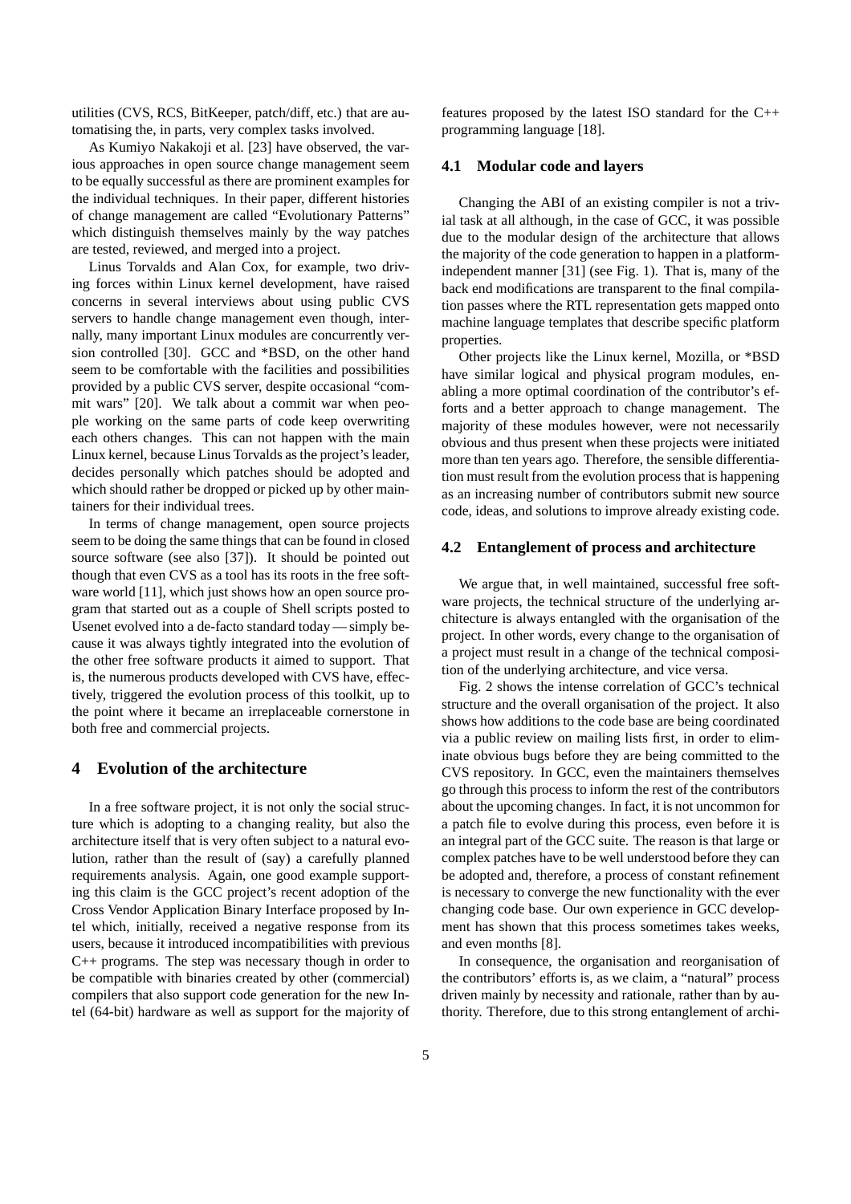utilities (CVS, RCS, BitKeeper, patch/diff, etc.) that are automatising the, in parts, very complex tasks involved.

As Kumiyo Nakakoji et al. [23] have observed, the various approaches in open source change management seem to be equally successful as there are prominent examples for the individual techniques. In their paper, different histories of change management are called "Evolutionary Patterns" which distinguish themselves mainly by the way patches are tested, reviewed, and merged into a project.

Linus Torvalds and Alan Cox, for example, two driving forces within Linux kernel development, have raised concerns in several interviews about using public CVS servers to handle change management even though, internally, many important Linux modules are concurrently version controlled [30]. GCC and *BSD, on the other hand seem to be comfortable with the facilities and possibilities provided by a public CVS server, despite occasional "commit wars" [20]. We talk about a commit war when people working on the same parts of code keep overwriting each others changes. This can not happen with the main Linux kernel, because Linus Torvalds as the project's leader, decides personally which patches should be adopted and which should rather be dropped or picked up by other maintainers for their individual trees.

In terms of change management, open source projects seem to be doing the same things that can be found in closed source software (see also [37]). It should be pointed out though that even CVS as a tool has its roots in the free software world [11], which just shows how an open source program that started out as a couple of Shell scripts posted to Usenet evolved into a de-facto standard today — simply because it was always tightly integrated into the evolution of the other free software products it aimed to support. That is, the numerous products developed with CVS have, effectively, triggered the evolution process of this toolkit, up to the point where it became an irreplaceable cornerstone in both free and commercial projects.

## 4 Evolution of the architecture

In a free software project, it is not only the social structure which is adopting to a changing reality, but also the architecture itself that is very often subject to a natural evolution, rather than the result of (say) a carefully planned requirements analysis. Again, one good example supporting this claim is the GCC project's recent adoption of the Cross Vendor Application Binary Interface proposed by Intel which, initially, received a negative response from its users, because it introduced incompatibilities with previous C++ programs. The step was necessary though in order to be compatible with binaries created by other (commercial) compilers that also support code generation for the new Intel (64-bit) hardware as well as support for the majority of features proposed by the latest ISO standard for the C++ programming language [18].

### 4.1 Modular code and layers

Changing the ABI of an existing compiler is not a trivial task at all although, in the case of GCC, it was possible due to the modular design of the architecture that allows the majority of the code generation to happen in a platform-independent manner [31] (see Fig. 1). That is, many of the back end modifications are transparent to the final compilation passes where the RTL representation gets mapped onto machine language templates that describe specific platform properties.

Other projects like the Linux kernel, Mozilla, or *BSD have similar logical and physical program modules, enabling a more optimal coordination of the contributor's efforts and a better approach to change management. The majority of these modules however, were not necessarily obvious and thus present when these projects were initiated more than ten years ago. Therefore, the sensible differentiation must result from the evolution process that is happening as an increasing number of contributors submit new source code, ideas, and solutions to improve already existing code.

### 4.2 Entanglement of process and architecture

We argue that, in well maintained, successful free software projects, the technical structure of the underlying architecture is always entangled with the organisation of the project. In other words, every change to the organisation of a project must result in a change of the technical composition of the underlying architecture, and vice versa.

Fig. 2 shows the intense correlation of GCC's technical structure and the overall organisation of the project. It also shows how additions to the code base are being coordinated via a public review on mailing lists first, in order to eliminate obvious bugs before they are being committed to the CVS repository. In GCC, even the maintainers themselves go through this process to inform the rest of the contributors about the upcoming changes. In fact, it is not uncommon for a patch file to evolve during this process, even before it is an integral part of the GCC suite. The reason is that large or complex patches have to be well understood before they can be adopted and, therefore, a process of constant refinement is necessary to converge the new functionality with the ever changing code base. Our own experience in GCC development has shown that this process sometimes takes weeks, and even months [8].

In consequence, the organisation and reorganisation of the contributors' efforts is, as we claim, a "natural" process driven mainly by necessity and rationale, rather than by authority. Therefore, due to this strong entanglement of archi-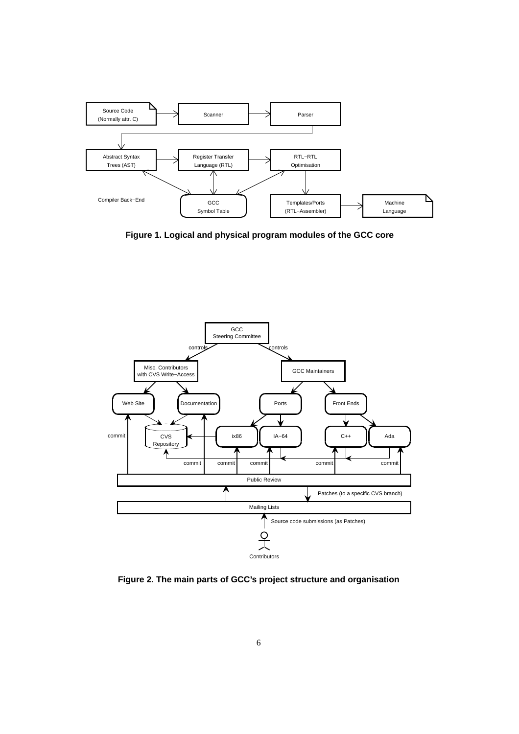**Figure 1. Logical and physical program modules of the GCC core**

**Figure 2. The main parts of GCC's project structure and organisation**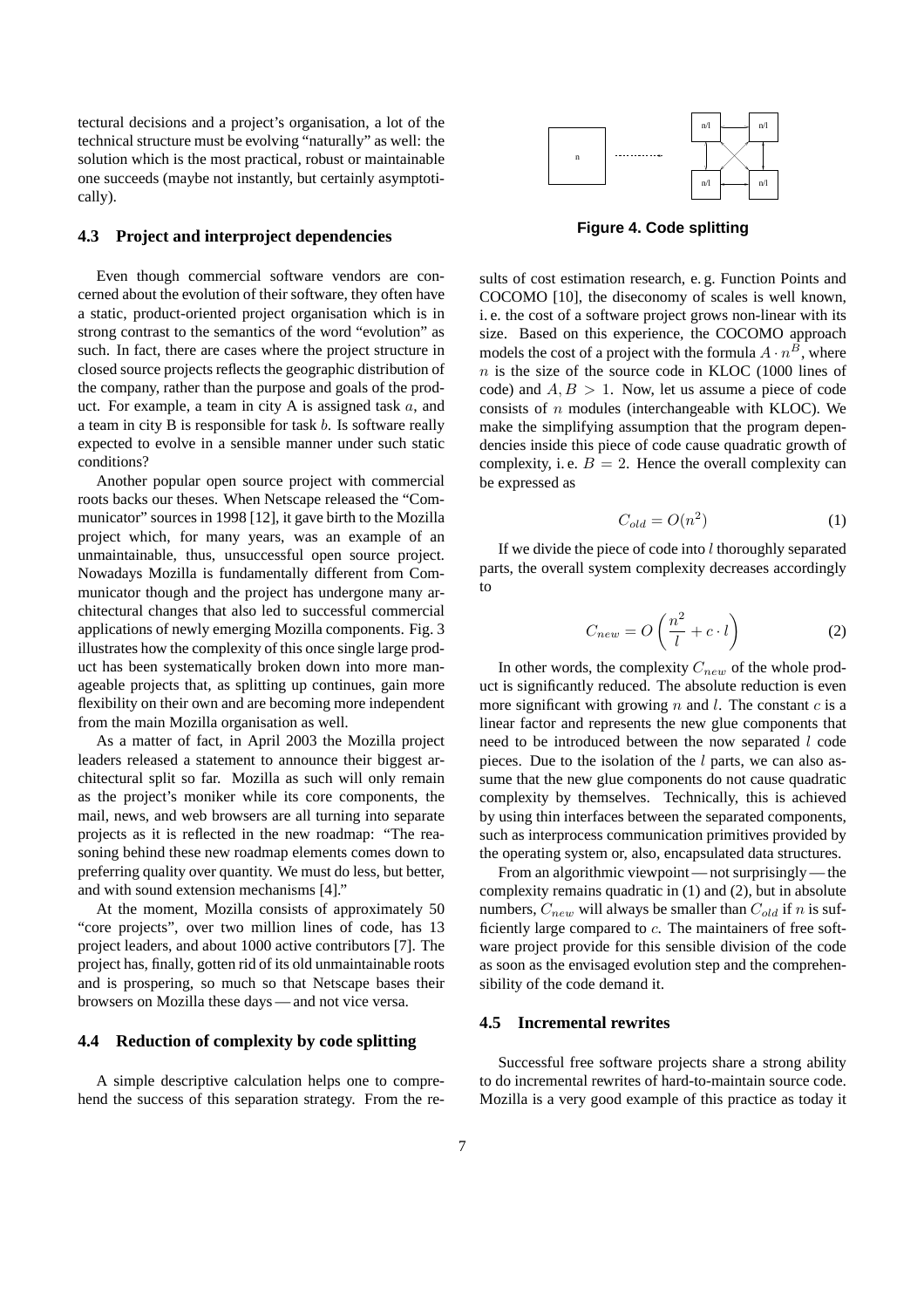tectural decisions and a project's organisation, a lot of the technical structure must be evolving "naturally" as well: the solution which is the most practical, robust or maintainable one succeeds (maybe not instantly, but certainly asymptotically).

### 4.3 Project and interproject dependencies

Even though commercial software vendors are concerned about the evolution of their software, they often have a static, product-oriented project organisation which is in strong contrast to the semantics of the word "evolution" as such. In fact, there are cases where the project structure in closed source projects reflects the geographic distribution of the company, rather than the purpose and goals of the product. For example, a team in city A is assigned task $a$, and a team in city B is responsible for task $b$. Is software really expected to evolve in a sensible manner under such static conditions?

Another popular open source project with commercial roots backs our theses. When Netscape released the "Communicator" sources in 1998 [12], it gave birth to the Mozilla project which, for many years, was an example of an unmaintainable, thus, unsuccessful open source project. Nowadays Mozilla is fundamentally different from Communicator though and the project has undergone many architectural changes that also led to successful commercial applications of newly emerging Mozilla components. Fig. 3 illustrates how the complexity of this once single large product has been systematically broken down into more manageable projects that, as splitting up continues, gain more flexibility on their own and are becoming more independent from the main Mozilla organisation as well.

As a matter of fact, in April 2003 the Mozilla project leaders released a statement to announce their biggest architectural split so far. Mozilla as such will only remain as the project's moniker while its core components, the mail, news, and web browsers are all turning into separate projects as it is reflected in the new roadmap: "The reasoning behind these new roadmap elements comes down to preferring quality over quantity. We must do less, but better, and with sound extension mechanisms [4]."

At the moment, Mozilla consists of approximately 50 "core projects", over two million lines of code, has 13 project leaders, and about 1000 active contributors [7]. The project has, finally, gotten rid of its old unmaintainable roots and is prospering, so much so that Netscape bases their browsers on Mozilla these days — and not vice versa.

### 4.4 Reduction of complexity by code splitting

A simple descriptive calculation helps one to comprehend the success of this separation strategy. From the results of cost estimation research, e. g. Function Points and COCOMO [10], the diseconomy of scales is well known, i. e. the cost of a software project grows non-linear with its size. Based on this experience, the COCOMO approach models the cost of a project with the formula $A \cdot n^B$, where $n$ is the size of the source code in KLOC (1000 lines of code) and $A, B > 1$. Now, let us assume a piece of code consists of $n$ modules (interchangeable with KLOC). We make the simplifying assumption that the program dependencies inside this piece of code cause quadratic growth of complexity, i. e. $B = 2$. Hence the overall complexity can be expressed as

**Figure 4. Code splitting**

$$C_{old} = O(n^2) \tag{1}$$

If we divide the piece of code into $l$ thoroughly separated parts, the overall system complexity decreases accordingly to

$$C_{new} = O\left(\frac{n^2}{l} + c \cdot l\right) \tag{2}$$

In other words, the complexity $C_{new}$ of the whole product is significantly reduced. The absolute reduction is even more significant with growing $n$ and $l$. The constant $c$ is a linear factor and represents the new glue components that need to be introduced between the now separated $l$ code pieces. Due to the isolation of the $l$ parts, we can also assume that the new glue components do not cause quadratic complexity by themselves. Technically, this is achieved by using thin interfaces between the separated components, such as interprocess communication primitives provided by the operating system or, also, encapsulated data structures.

From an algorithmic viewpoint — not surprisingly — the complexity remains quadratic in (1) and (2), but in absolute numbers, $C_{new}$ will always be smaller than $C_{old}$ if $n$ is sufficiently large compared to $c$. The maintainers of free software project provide for this sensible division of the code as soon as the envisaged evolution step and the comprehensibility of the code demand it.

### 4.5 Incremental rewrites

Successful free software projects share a strong ability to do incremental rewrites of hard-to-maintain source code. Mozilla is a very good example of this practice as today it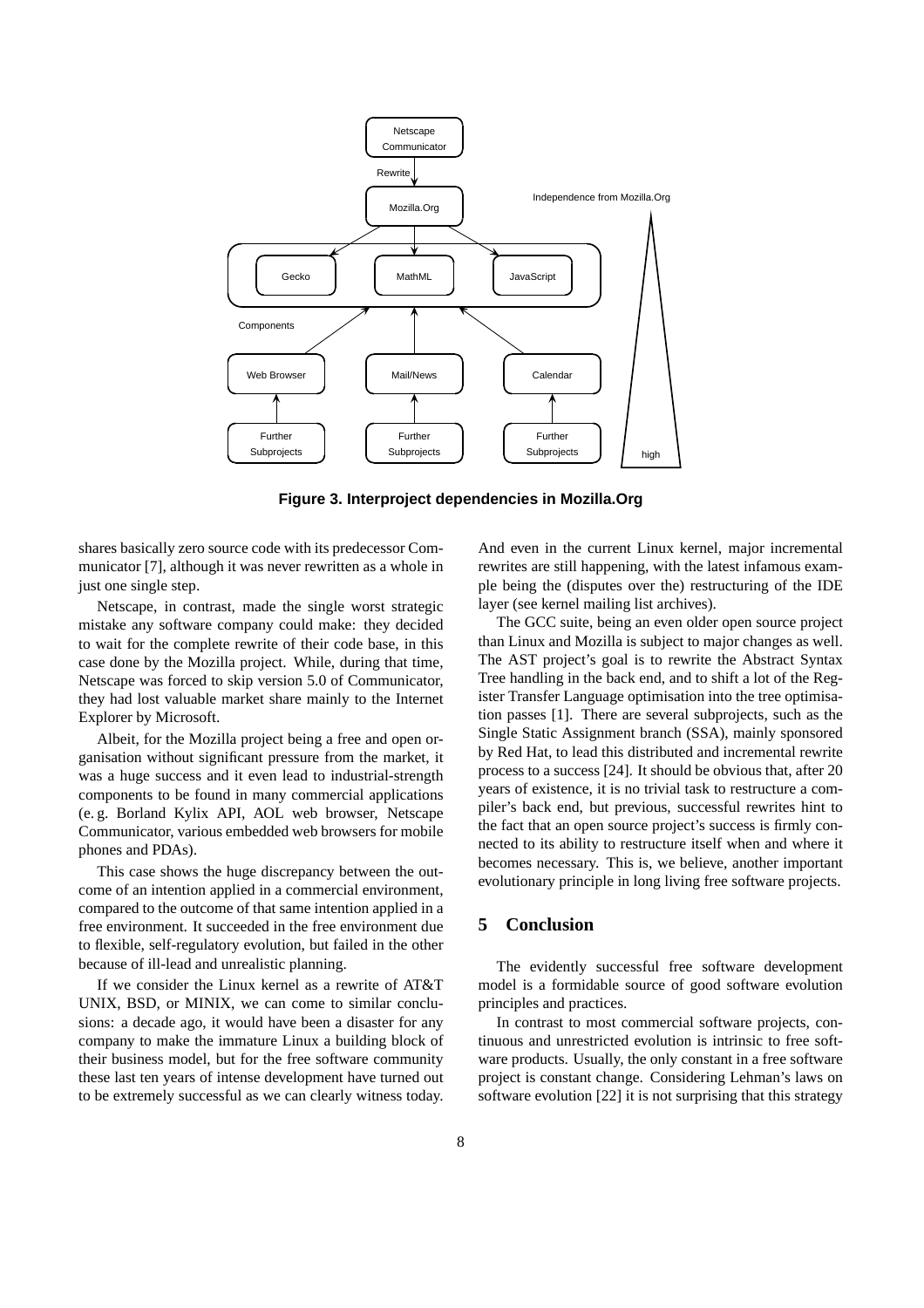**Figure 3. Interproject dependencies in Mozilla.Org**

shares basically zero source code with its predecessor Communicator [7], although it was never rewritten as a whole in just one single step.

Netscape, in contrast, made the single worst strategic mistake any software company could make: they decided to wait for the complete rewrite of their code base, in this case done by the Mozilla project. While, during that time, Netscape was forced to skip version 5.0 of Communicator, they had lost valuable market share mainly to the Internet Explorer by Microsoft.

Albeit, for the Mozilla project being a free and open organisation without significant pressure from the market, it was a huge success and it even lead to industrial-strength components to be found in many commercial applications (e. g. Borland Kylix API, AOL web browser, Netscape Communicator, various embedded web browsers for mobile phones and PDAs).

This case shows the huge discrepancy between the outcome of an intention applied in a commercial environment, compared to the outcome of that same intention applied in a free environment. It succeeded in the free environment due to flexible, self-regulatory evolution, but failed in the other because of ill-lead and unrealistic planning.

If we consider the Linux kernel as a rewrite of AT&T UNIX, BSD, or MINIX, we can come to similar conclusions: a decade ago, it would have been a disaster for any company to make the immature Linux a building block of their business model, but for the free software community these last ten years of intense development have turned out to be extremely successful as we can clearly witness today. And even in the current Linux kernel, major incremental rewrites are still happening, with the latest infamous example being the (disputes over the) restructuring of the IDE layer (see kernel mailing list archives).

The GCC suite, being an even older open source project than Linux and Mozilla is subject to major changes as well. The AST project's goal is to rewrite the Abstract Syntax Tree handling in the back end, and to shift a lot of the Register Transfer Language optimisation into the tree optimisation passes [1]. There are several subprojects, such as the Single Static Assignment branch (SSA), mainly sponsored by Red Hat, to lead this distributed and incremental rewrite process to a success [24]. It should be obvious that, after 20 years of existence, it is no trivial task to restructure a compiler's back end, but previous, successful rewrites hint to the fact that an open source project's success is firmly connected to its ability to restructure itself when and where it becomes necessary. This is, we believe, another important evolutionary principle in long living free software projects.

## 5 Conclusion

The evidently successful free software development model is a formidable source of good software evolution principles and practices.

In contrast to most commercial software projects, continuous and unrestricted evolution is intrinsic to free software products. Usually, the only constant in a free software project is constant change. Considering Lehman's laws on software evolution [22] it is not surprising that this strategy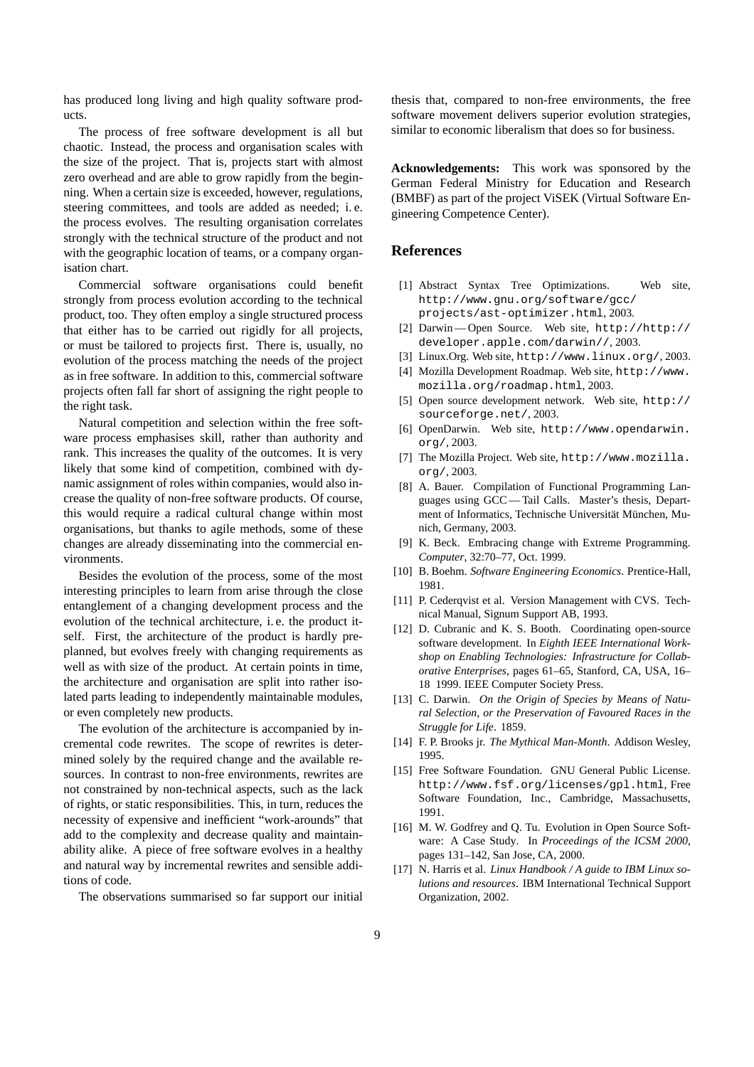has produced long living and high quality software products.

The process of free software development is all but chaotic. Instead, the process and organisation scales with the size of the project. That is, projects start with almost zero overhead and are able to grow rapidly from the beginning. When a certain size is exceeded, however, regulations, steering committees, and tools are added as needed; i. e. the process evolves. The resulting organisation correlates strongly with the technical structure of the product and not with the geographic location of teams, or a company organisation chart.

Commercial software organisations could benefit strongly from process evolution according to the technical product, too. They often employ a single structured process that either has to be carried out rigidly for all projects, or must be tailored to projects first. There is, usually, no evolution of the process matching the needs of the project as in free software. In addition to this, commercial software projects often fall far short of assigning the right people to the right task.

Natural competition and selection within the free software process emphasises skill, rather than authority and rank. This increases the quality of the outcomes. It is very likely that some kind of competition, combined with dynamic assignment of roles within companies, would also increase the quality of non-free software products. Of course, this would require a radical cultural change within most organisations, but thanks to agile methods, some of these changes are already disseminating into the commercial environments.

Besides the evolution of the process, some of the most interesting principles to learn from arise through the close entanglement of a changing development process and the evolution of the technical architecture, i. e. the product itself. First, the architecture of the product is hardly preplanned, but evolves freely with changing requirements as well as with size of the product. At certain points in time, the architecture and organisation are split into rather isolated parts leading to independently maintainable modules, or even completely new products.

The evolution of the architecture is accompanied by incremental code rewrites. The scope of rewrites is determined solely by the required change and the available resources. In contrast to non-free environments, rewrites are not constrained by non-technical aspects, such as the lack of rights, or static responsibilities. This, in turn, reduces the necessity of expensive and inefficient "work-arounds" that add to the complexity and decrease quality and maintainability alike. A piece of free software evolves in a healthy and natural way by incremental rewrites and sensible additions of code.

The observations summarised so far support our initial thesis that, compared to non-free environments, the free software movement delivers superior evolution strategies, similar to economic liberalism that does so for business.

**Acknowledgements:** This work was sponsored by the German Federal Ministry for Education and Research (BMBF) as part of the project ViSEK (Virtual Software Engineering Competence Center).

## References

[1] Abstract Syntax Tree Optimizations. Web site, `http://www.gnu.org/software/gcc/projects/ast-optimizer.html`, 2003.

[2] Darwin — Open Source. Web site, `http://http://developer.apple.com/darwin//`, 2003.

[3] Linux.Org. Web site, `http://www.linux.org/`, 2003.

[4] Mozilla Development Roadmap. Web site, `http://www.mozilla.org/roadmap.html`, 2003.

[5] Open source development network. Web site, `http://sourceforge.net/`, 2003.

[6] OpenDarwin. Web site, `http://www.opendarwin.org/`, 2003.

[7] The Mozilla Project. Web site, `http://www.mozilla.org/`, 2003.

[8] A. Bauer. Compilation of Functional Programming Languages using GCC — Tail Calls. Master's thesis, Department of Informatics, Technische Universität München, Munich, Germany, 2003.

[9] K. Beck. Embracing change with Extreme Programming. *Computer*, 32:70–77, Oct. 1999.

[10] B. Boehm. *Software Engineering Economics*. Prentice-Hall, 1981.

[11] P. Cederqvist et al. Version Management with CVS. Technical Manual, Signum Support AB, 1993.

[12] D. Cubranic and K. S. Booth. Coordinating open-source software development. In *Eighth IEEE International Workshop on Enabling Technologies: Infrastructure for Collaborative Enterprises*, pages 61–65, Stanford, CA, USA, 16–18 1999. IEEE Computer Society Press.

[13] C. Darwin. *On the Origin of Species by Means of Natural Selection, or the Preservation of Favoured Races in the Struggle for Life*. 1859.

[14] F. P. Brooks jr. *The Mythical Man-Month*. Addison Wesley, 1995.

[15] Free Software Foundation. GNU General Public License. `http://www.fsf.org/licenses/gpl.html`, Free Software Foundation, Inc., Cambridge, Massachusetts, 1991.

[16] M. W. Godfrey and Q. Tu. Evolution in Open Source Software: A Case Study. In *Proceedings of the ICSM 2000*, pages 131–142, San Jose, CA, 2000.

[17] N. Harris et al. *Linux Handbook / A guide to IBM Linux solutions and resources*. IBM International Technical Support Organization, 2002.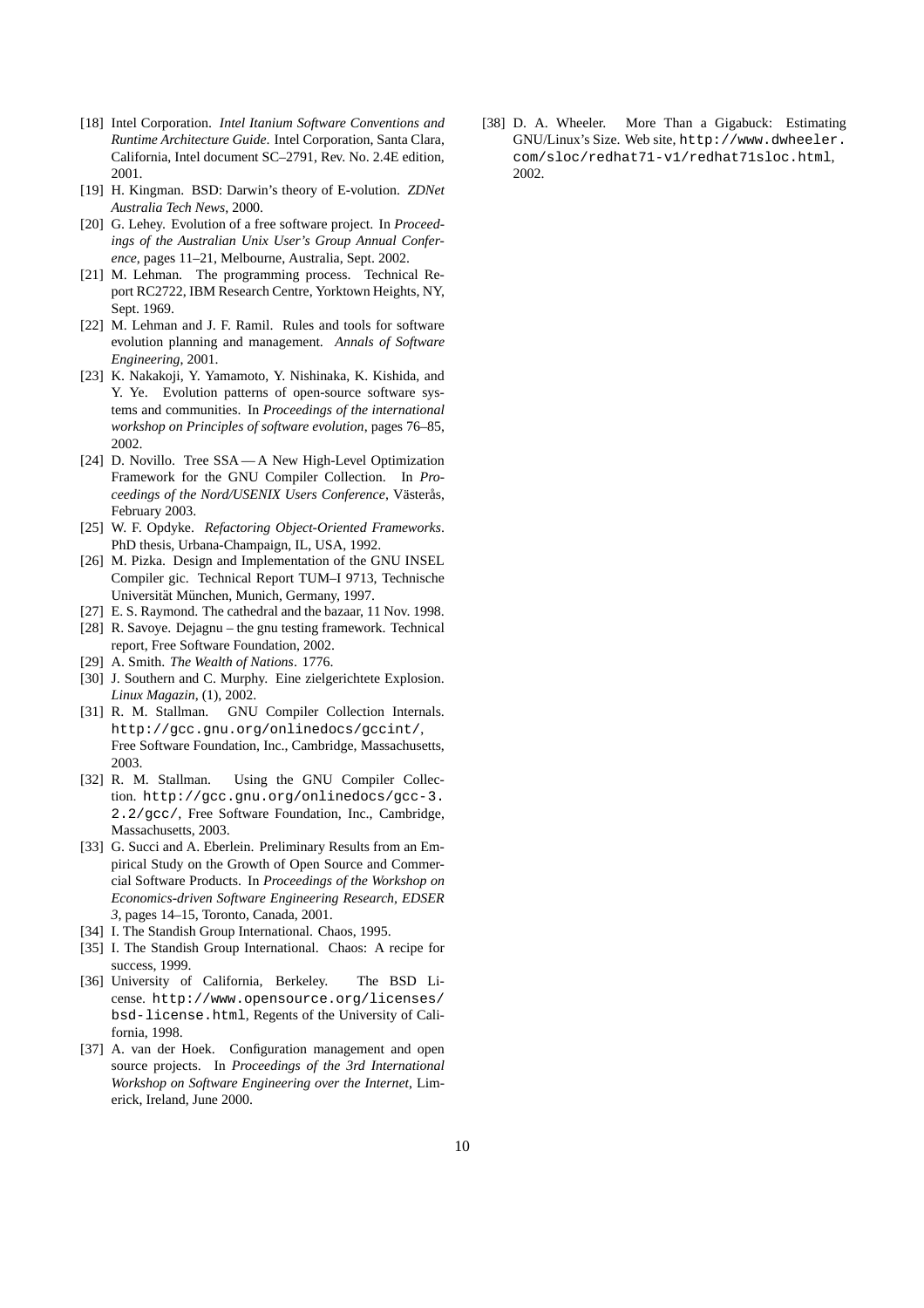[18] Intel Corporation. *Intel Itanium Software Conventions and Runtime Architecture Guide*. Intel Corporation, Santa Clara, California, Intel document SC–2791, Rev. No. 2.4E edition, 2001.

[19] H. Kingman. BSD: Darwin's theory of E-volution. *ZDNet Australia Tech News*, 2000.

[20] G. Lehey. Evolution of a free software project. In *Proceedings of the Australian Unix User's Group Annual Conference*, pages 11–21, Melbourne, Australia, Sept. 2002.

[21] M. Lehman. The programming process. Technical Report RC2722, IBM Research Centre, Yorktown Heights, NY, Sept. 1969.

[22] M. Lehman and J. F. Ramil. Rules and tools for software evolution planning and management. *Annals of Software Engineering*, 2001.

[23] K. Nakakoji, Y. Yamamoto, Y. Nishinaka, K. Kishida, and Y. Ye. Evolution patterns of open-source software systems and communities. In *Proceedings of the international workshop on Principles of software evolution*, pages 76–85, 2002.

[24] D. Novillo. Tree SSA — A New High-Level Optimization Framework for the GNU Compiler Collection. In *Proceedings of the Nord/USENIX Users Conference*, Västerås, February 2003.

[25] W. F. Opdyke. *Refactoring Object-Oriented Frameworks*. PhD thesis, Urbana-Champaign, IL, USA, 1992.

[26] M. Pizka. Design and Implementation of the GNU INSEL Compiler gic. Technical Report TUM–I 9713, Technische Universität München, Munich, Germany, 1997.

[27] E. S. Raymond. The cathedral and the bazaar, 11 Nov. 1998.

[28] R. Savoye. Dejagnu – the gnu testing framework. Technical report, Free Software Foundation, 2002.

[29] A. Smith. *The Wealth of Nations*. 1776.

[30] J. Southern and C. Murphy. Eine zielgerichtete Explosion. *Linux Magazin*, (1), 2002.

[31] R. M. Stallman. GNU Compiler Collection Internals. `http://gcc.gnu.org/onlinedocs/gccint/`, Free Software Foundation, Inc., Cambridge, Massachusetts, 2003.

[32] R. M. Stallman. Using the GNU Compiler Collection. `http://gcc.gnu.org/onlinedocs/gcc-3.2.2/gcc/`, Free Software Foundation, Inc., Cambridge, Massachusetts, 2003.

[33] G. Succi and A. Eberlein. Preliminary Results from an Empirical Study on the Growth of Open Source and Commercial Software Products. In *Proceedings of the Workshop on Economics-driven Software Engineering Research, EDSER 3*, pages 14–15, Toronto, Canada, 2001.

[34] I. The Standish Group International. Chaos, 1995.

[35] I. The Standish Group International. Chaos: A recipe for success, 1999.

[36] University of California, Berkeley. The BSD License. `http://www.opensource.org/licenses/bsd-license.html`, Regents of the University of California, 1998.

[37] A. van der Hoek. Configuration management and open source projects. In *Proceedings of the 3rd International Workshop on Software Engineering over the Internet*, Limerick, Ireland, June 2000.

[38] D. A. Wheeler. More Than a Gigabuck: Estimating GNU/Linux's Size. Web site, `http://www.dwheeler.com/sloc/redhat71-v1/redhat71sloc.html`, 2002.